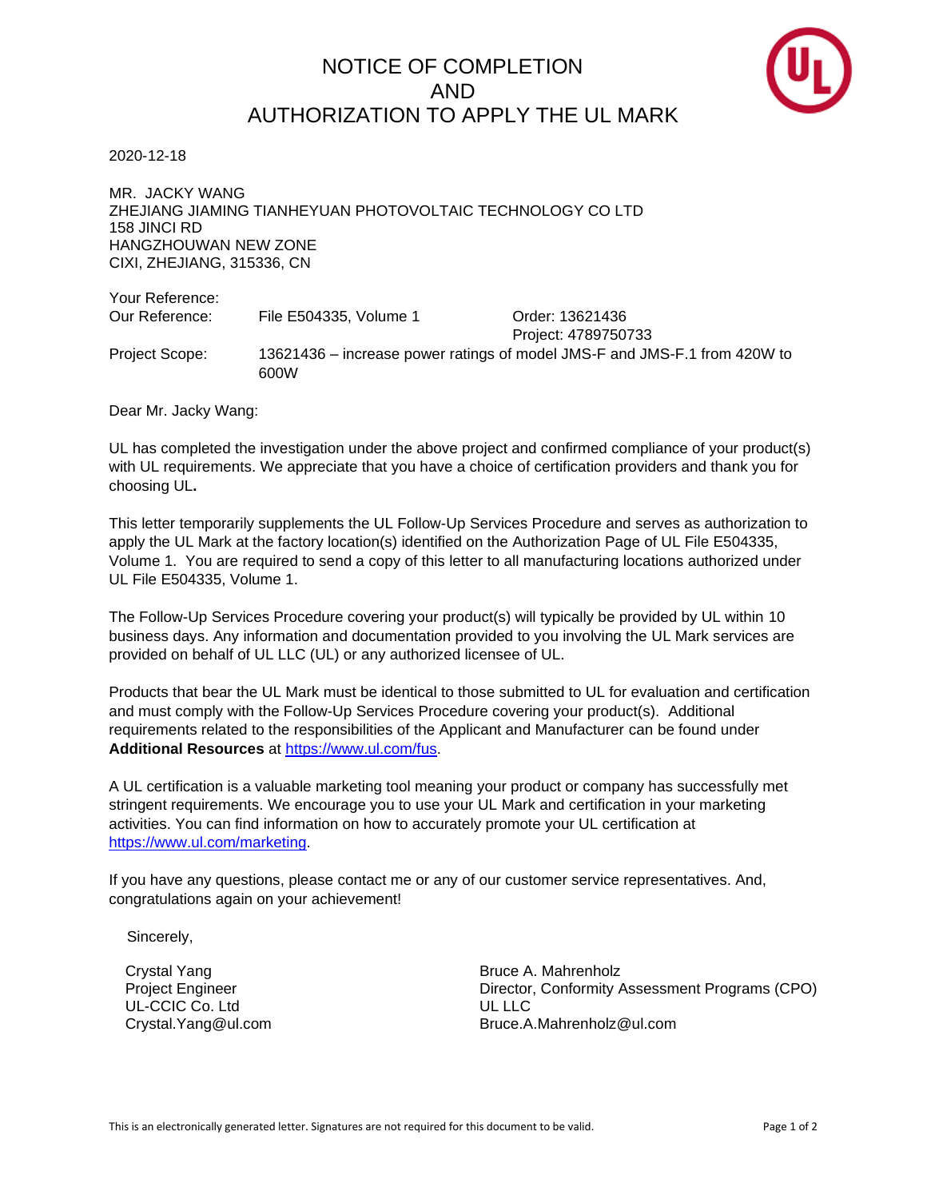# NOTICE OF COMPLETION AND AUTHORIZATION TO APPLY THE UL MARK

2020-12-18

MR. JACKY WANG
ZHEJIANG JIAMING TIANHEYUAN PHOTOVOLTAIC TECHNOLOGY CO LTD
158 JINCI RD
HANGZHOUWAN NEW ZONE
CIXI, ZHEJIANG, 315336, CN

| | | |
|---|---|---|
| Your Reference: | | |
| Our Reference: | File E504335, Volume 1 | Order: 13621436<br>Project: 4789750733 |
| Project Scope: | 13621436 – increase power ratings of model JMS-F and JMS-F.1 from 420W to 600W | |

Dear Mr. Jacky Wang:

UL has completed the investigation under the above project and confirmed compliance of your product(s) with UL requirements. We appreciate that you have a choice of certification providers and thank you for choosing UL**.**

This letter temporarily supplements the UL Follow-Up Services Procedure and serves as authorization to apply the UL Mark at the factory location(s) identified on the Authorization Page of UL File E504335, Volume 1. You are required to send a copy of this letter to all manufacturing locations authorized under UL File E504335, Volume 1.

The Follow-Up Services Procedure covering your product(s) will typically be provided by UL within 10 business days. Any information and documentation provided to you involving the UL Mark services are provided on behalf of UL LLC (UL) or any authorized licensee of UL.

Products that bear the UL Mark must be identical to those submitted to UL for evaluation and certification and must comply with the Follow-Up Services Procedure covering your product(s). Additional requirements related to the responsibilities of the Applicant and Manufacturer can be found under **Additional Resources** at https://www.ul.com/fus.

A UL certification is a valuable marketing tool meaning your product or company has successfully met stringent requirements. We encourage you to use your UL Mark and certification in your marketing activities. You can find information on how to accurately promote your UL certification at https://www.ul.com/marketing.

If you have any questions, please contact me or any of our customer service representatives. And, congratulations again on your achievement!

Sincerely,

Crystal Yang
Project Engineer
UL-CCIC Co. Ltd
Crystal.Yang@ul.com

Bruce A. Mahrenholz
Director, Conformity Assessment Programs (CPO)
UL LLC
Bruce.A.Mahrenholz@ul.com

This is an electronically generated letter. Signatures are not required for this document to be valid.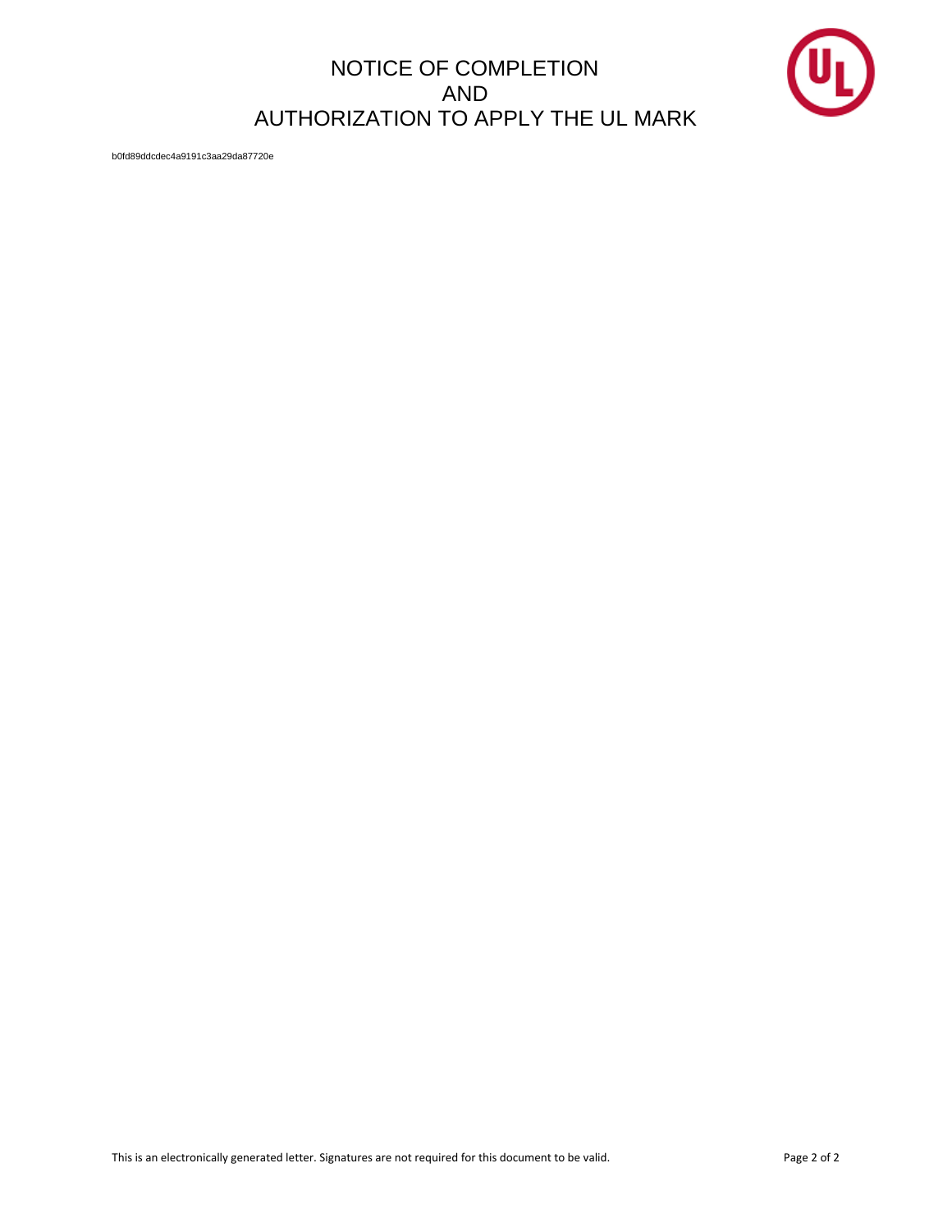# NOTICE OF COMPLETION
# AND
# AUTHORIZATION TO APPLY THE UL MARK

b0fd89ddcdec4a9191c3aa29da87720e

This is an electronically generated letter. Signatures are not required for this document to be valid.